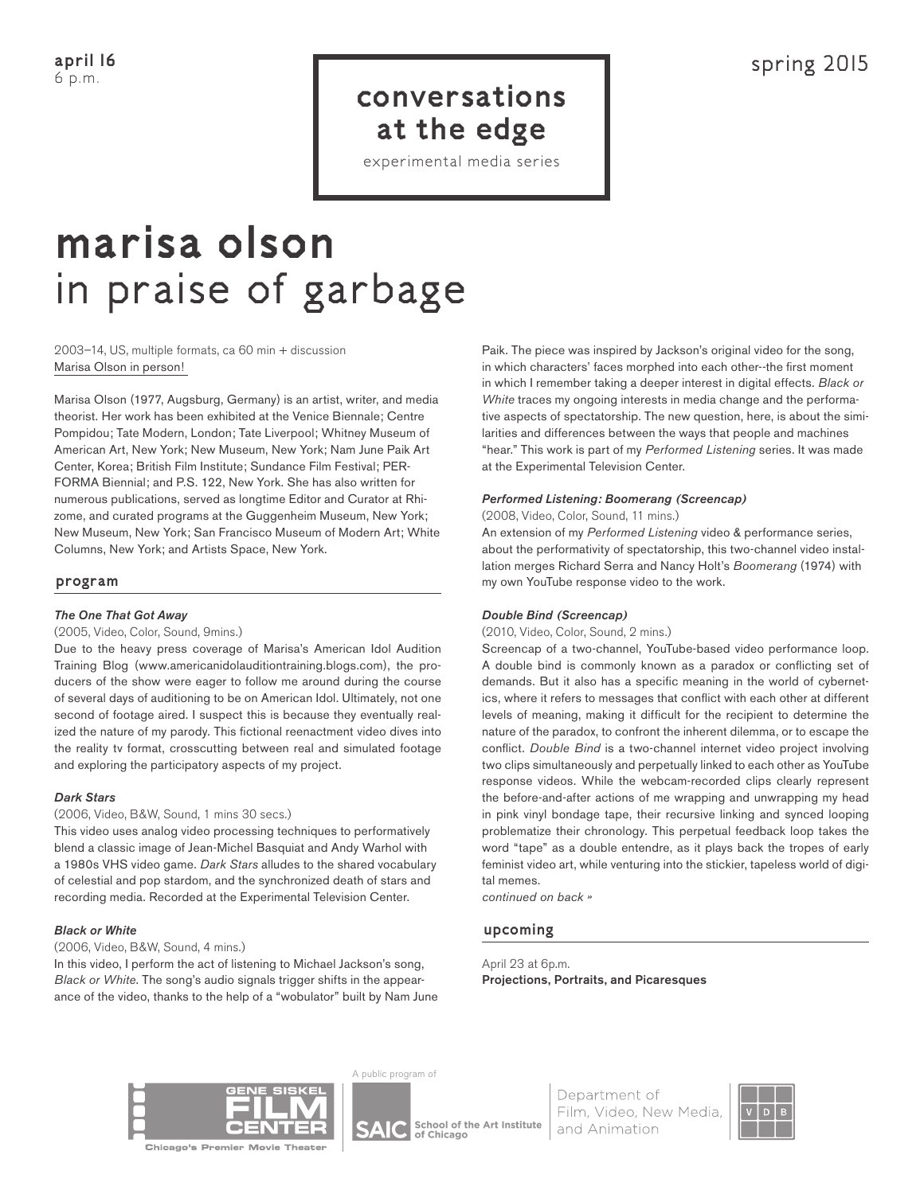april 16
6 p.m.

spring 2015

# conversations at the edge

experimental media series

# marisa olson
## in praise of garbage

2003–14, US, multiple formats, ca 60 min + discussion
Marisa Olson in person!

Marisa Olson (1977, Augsburg, Germany) is an artist, writer, and media theorist. Her work has been exhibited at the Venice Biennale; Centre Pompidou; Tate Modern, London; Tate Liverpool; Whitney Museum of American Art, New York; New Museum, New York; Nam June Paik Art Center, Korea; British Film Institute; Sundance Film Festival; PERFORMA Biennial; and P.S. 122, New York. She has also written for numerous publications, served as longtime Editor and Curator at Rhizome, and curated programs at the Guggenheim Museum, New York; New Museum, New York; San Francisco Museum of Modern Art; White Columns, New York; and Artists Space, New York.

### program

***The One That Got Away***
(2005, Video, Color, Sound, 9mins.)
Due to the heavy press coverage of Marisa's American Idol Audition Training Blog (www.americanidolauditiontraining.blogs.com), the producers of the show were eager to follow me around during the course of several days of auditioning to be on American Idol. Ultimately, not one second of footage aired. I suspect this is because they eventually realized the nature of my parody. This fictional reenactment video dives into the reality tv format, crosscutting between real and simulated footage and exploring the participatory aspects of my project.

***Dark Stars***
(2006, Video, B&W, Sound, 1 mins 30 secs.)
This video uses analog video processing techniques to performatively blend a classic image of Jean-Michel Basquiat and Andy Warhol with a 1980s VHS video game. *Dark Stars* alludes to the shared vocabulary of celestial and pop stardom, and the synchronized death of stars and recording media. Recorded at the Experimental Television Center.

***Black or White***
(2006, Video, B&W, Sound, 4 mins.)
In this video, I perform the act of listening to Michael Jackson's song, *Black or White*. The song's audio signals trigger shifts in the appearance of the video, thanks to the help of a "wobulator" built by Nam June Paik. The piece was inspired by Jackson's original video for the song, in which characters' faces morphed into each other--the first moment in which I remember taking a deeper interest in digital effects. *Black or White* traces my ongoing interests in media change and the performative aspects of spectatorship. The new question, here, is about the similarities and differences between the ways that people and machines "hear." This work is part of my *Performed Listening* series. It was made at the Experimental Television Center.

***Performed Listening: Boomerang (Screencap)***
(2008, Video, Color, Sound, 11 mins.)
An extension of my *Performed Listening* video & performance series, about the performativity of spectatorship, this two-channel video installation merges Richard Serra and Nancy Holt's *Boomerang* (1974) with my own YouTube response video to the work.

***Double Bind (Screencap)***
(2010, Video, Color, Sound, 2 mins.)
Screencap of a two-channel, YouTube-based video performance loop. A double bind is commonly known as a paradox or conflicting set of demands. But it also has a specific meaning in the world of cybernetics, where it refers to messages that conflict with each other at different levels of meaning, making it difficult for the recipient to determine the nature of the paradox, to confront the inherent dilemma, or to escape the conflict. *Double Bind* is a two-channel internet video project involving two clips simultaneously and perpetually linked to each other as YouTube response videos. While the webcam-recorded clips clearly represent the before-and-after actions of me wrapping and unwrapping my head in pink vinyl bondage tape, their recursive linking and synced looping problematize their chronology. This perpetual feedback loop takes the word "tape" as a double entendre, as it plays back the tropes of early feminist video art, while venturing into the stickier, tapeless world of digital memes.
*continued on back »*

### upcoming

April 23 at 6p.m.
**Projections, Portraits, and Picaresques**

Gene Siskel Film Center — Chicago's Premier Movie Theater

A public program of SAIC School of the Art Institute of Chicago

Department of Film, Video, New Media, and Animation

VDB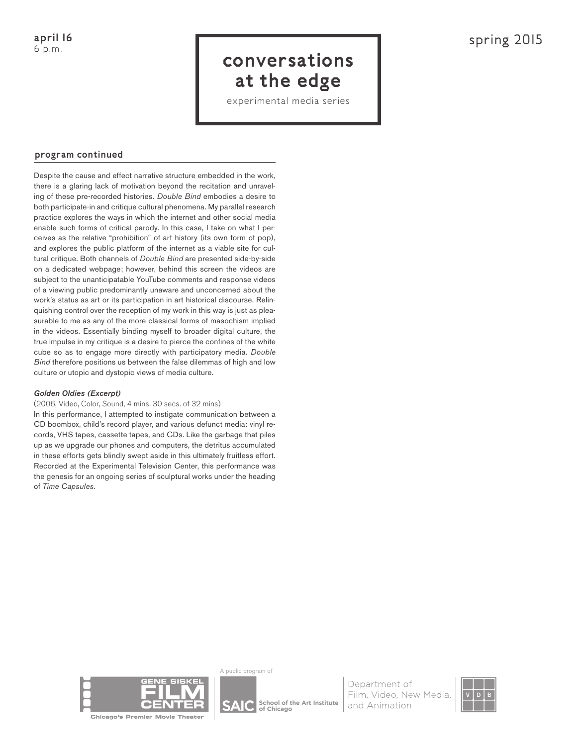## program continued

Despite the cause and effect narrative structure embedded in the work, there is a glaring lack of motivation beyond the recitation and unraveling of these pre-recorded histories. *Double Bind* embodies a desire to both participate-in and critique cultural phenomena. My parallel research practice explores the ways in which the internet and other social media enable such forms of critical parody. In this case, I take on what I perceives as the relative "prohibition" of art history (its own form of pop), and explores the public platform of the internet as a viable site for cultural critique. Both channels of *Double Bind* are presented side-by-side on a dedicated webpage; however, behind this screen the videos are subject to the unanticipatable YouTube comments and response videos of a viewing public predominantly unaware and unconcerned about the work's status as art or its participation in art historical discourse. Relinquishing control over the reception of my work in this way is just as pleasurable to me as any of the more classical forms of masochism implied in the videos. Essentially binding myself to broader digital culture, the true impulse in my critique is a desire to pierce the confines of the white cube so as to engage more directly with participatory media. *Double Bind* therefore positions us between the false dilemmas of high and low culture or utopic and dystopic views of media culture.

***Golden Oldies (Excerpt)***
(2006, Video, Color, Sound, 4 mins. 30 secs. of 32 mins)
In this performance, I attempted to instigate communication between a CD boombox, child's record player, and various defunct media: vinyl records, VHS tapes, cassette tapes, and CDs. Like the garbage that piles up as we upgrade our phones and computers, the detritus accumulated in these efforts gets blindly swept aside in this ultimately fruitless effort. Recorded at the Experimental Television Center, this performance was the genesis for an ongoing series of sculptural works under the heading of *Time Capsules*.